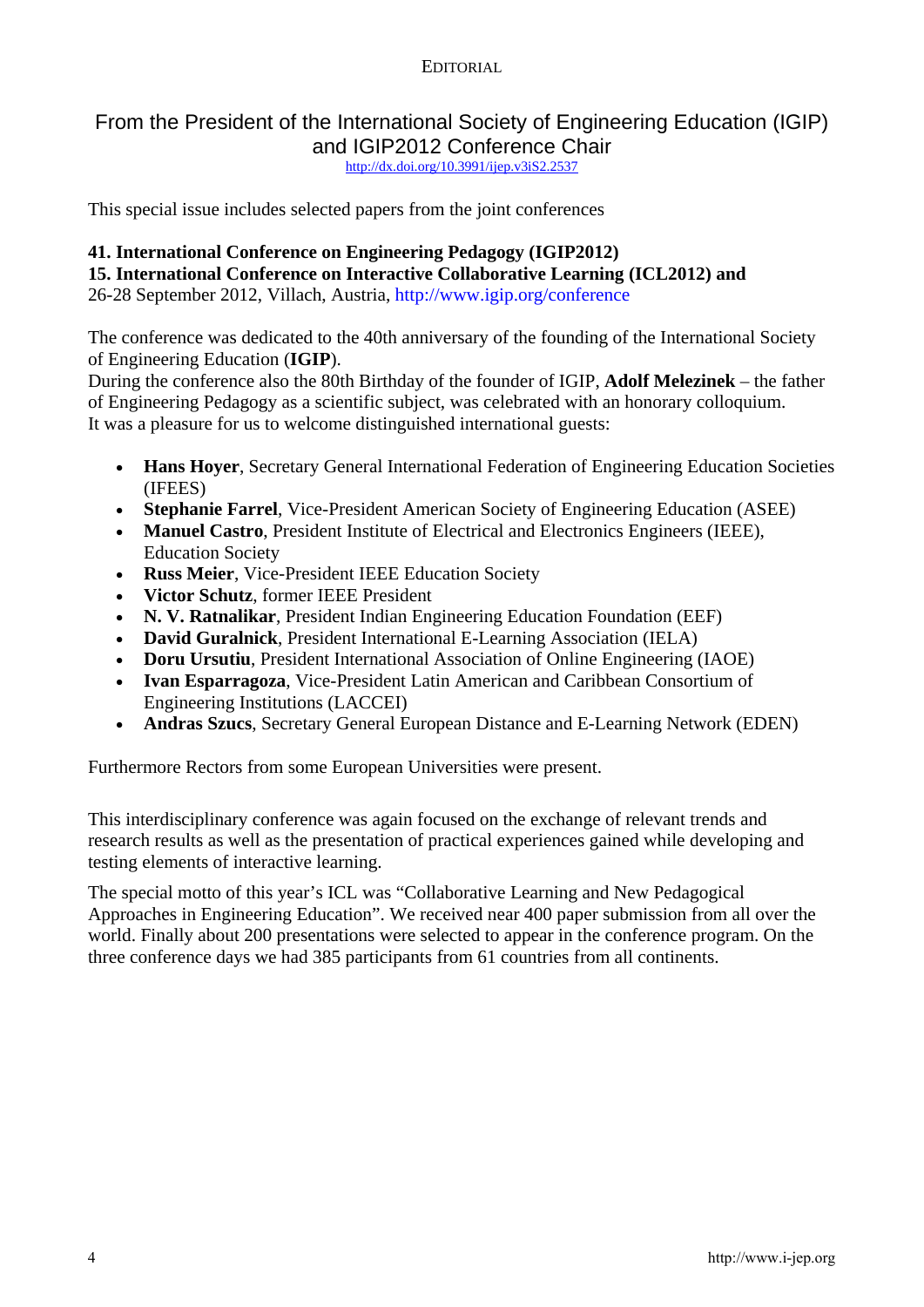EDITORIAL

# From the President of the International Society of Engineering Education (IGIP) and IGIP2012 Conference Chair

http://dx.doi.org/10.3991/ijep.v3iS2.2537

This special issue includes selected papers from the joint conferences

**41. International Conference on Engineering Pedagogy (IGIP2012)**
**15. International Conference on Interactive Collaborative Learning (ICL2012) and**
26-28 September 2012, Villach, Austria, http://www.igip.org/conference

The conference was dedicated to the 40th anniversary of the founding of the International Society of Engineering Education (**IGIP**).
During the conference also the 80th Birthday of the founder of IGIP, **Adolf Melezinek** – the father of Engineering Pedagogy as a scientific subject, was celebrated with an honorary colloquium.
It was a pleasure for us to welcome distinguished international guests:

- **Hans Hoyer**, Secretary General International Federation of Engineering Education Societies (IFEES)
- **Stephanie Farrel**, Vice-President American Society of Engineering Education (ASEE)
- **Manuel Castro**, President Institute of Electrical and Electronics Engineers (IEEE), Education Society
- **Russ Meier**, Vice-President IEEE Education Society
- **Victor Schutz**, former IEEE President
- **N. V. Ratnalikar**, President Indian Engineering Education Foundation (EEF)
- **David Guralnick**, President International E-Learning Association (IELA)
- **Doru Ursutiu**, President International Association of Online Engineering (IAOE)
- **Ivan Esparragoza**, Vice-President Latin American and Caribbean Consortium of Engineering Institutions (LACCEI)
- **Andras Szucs**, Secretary General European Distance and E-Learning Network (EDEN)

Furthermore Rectors from some European Universities were present.

This interdisciplinary conference was again focused on the exchange of relevant trends and research results as well as the presentation of practical experiences gained while developing and testing elements of interactive learning.

The special motto of this year's ICL was "Collaborative Learning and New Pedagogical Approaches in Engineering Education". We received near 400 paper submission from all over the world. Finally about 200 presentations were selected to appear in the conference program. On the three conference days we had 385 participants from 61 countries from all continents.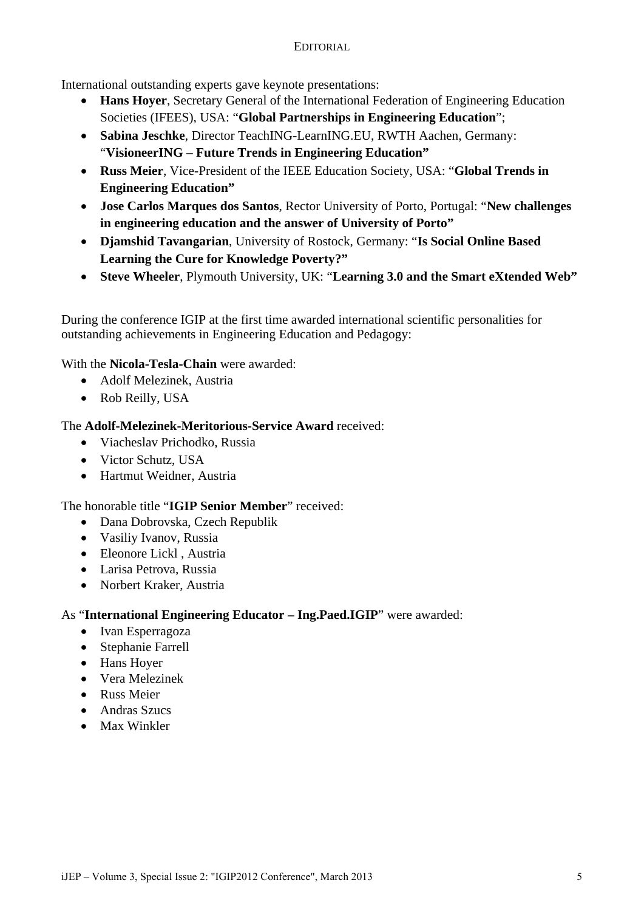International outstanding experts gave keynote presentations:

- **Hans Hoyer**, Secretary General of the International Federation of Engineering Education Societies (IFEES), USA: "**Global Partnerships in Engineering Education**";
- **Sabina Jeschke**, Director TeachING-LearnING.EU, RWTH Aachen, Germany: "**VisioneerING – Future Trends in Engineering Education"**
- **Russ Meier**, Vice-President of the IEEE Education Society, USA: "**Global Trends in Engineering Education"**
- **Jose Carlos Marques dos Santos**, Rector University of Porto, Portugal: "**New challenges in engineering education and the answer of University of Porto"**
- **Djamshid Tavangarian**, University of Rostock, Germany: "**Is Social Online Based Learning the Cure for Knowledge Poverty?"**
- **Steve Wheeler**, Plymouth University, UK: "**Learning 3.0 and the Smart eXtended Web"**

During the conference IGIP at the first time awarded international scientific personalities for outstanding achievements in Engineering Education and Pedagogy:

With the **Nicola-Tesla-Chain** were awarded:

- Adolf Melezinek, Austria
- Rob Reilly, USA

The **Adolf-Melezinek-Meritorious-Service Award** received:

- Viacheslav Prichodko, Russia
- Victor Schutz, USA
- Hartmut Weidner, Austria

The honorable title "**IGIP Senior Member**" received:

- Dana Dobrovska, Czech Republik
- Vasiliy Ivanov, Russia
- Eleonore Lickl , Austria
- Larisa Petrova, Russia
- Norbert Kraker, Austria

As "**International Engineering Educator – Ing.Paed.IGIP**" were awarded:

- Ivan Esperragoza
- Stephanie Farrell
- Hans Hoyer
- Vera Melezinek
- Russ Meier
- Andras Szucs
- Max Winkler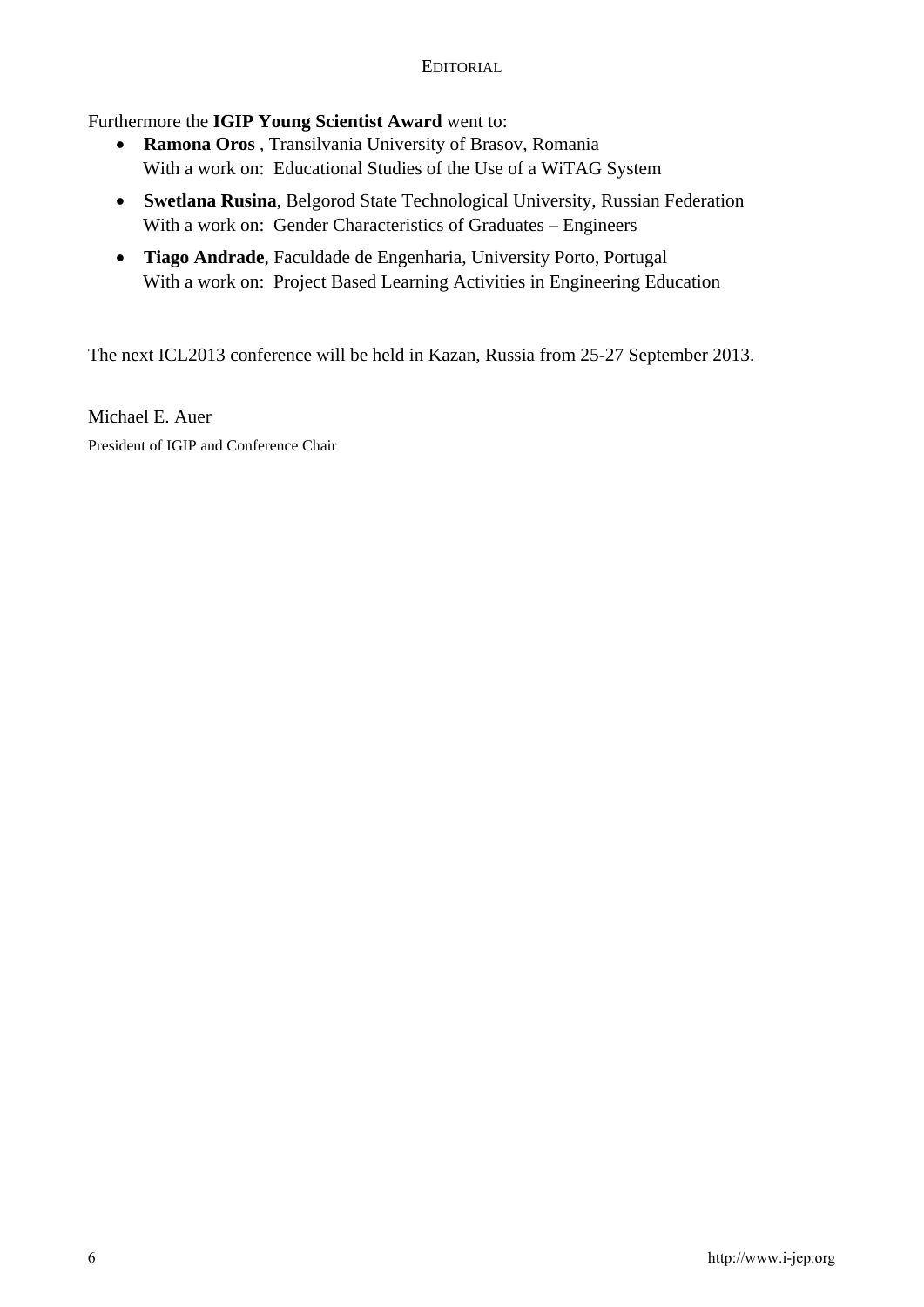Furthermore the **IGIP Young Scientist Award** went to:

- **Ramona Oros** , Transilvania University of Brasov, Romania
  With a work on: Educational Studies of the Use of a WiTAG System
- **Swetlana Rusina**, Belgorod State Technological University, Russian Federation
  With a work on: Gender Characteristics of Graduates – Engineers
- **Tiago Andrade**, Faculdade de Engenharia, University Porto, Portugal
  With a work on: Project Based Learning Activities in Engineering Education

The next ICL2013 conference will be held in Kazan, Russia from 25-27 September 2013.

Michael E. Auer

President of IGIP and Conference Chair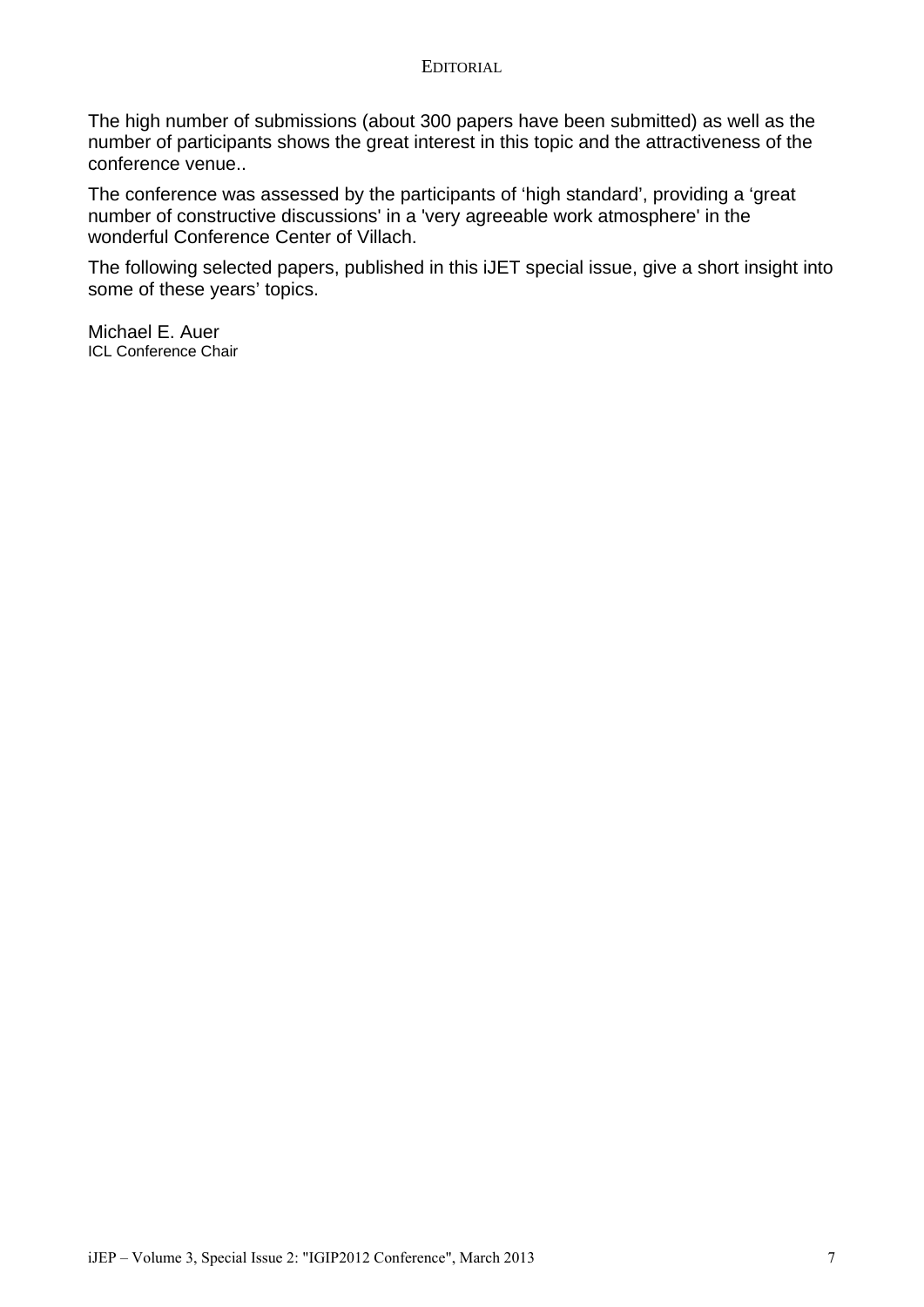The high number of submissions (about 300 papers have been submitted) as well as the number of participants shows the great interest in this topic and the attractiveness of the conference venue..

The conference was assessed by the participants of ‘high standard’, providing a ‘great number of constructive discussions' in a 'very agreeable work atmosphere' in the wonderful Conference Center of Villach.

The following selected papers, published in this iJET special issue, give a short insight into some of these years’ topics.

Michael E. Auer
ICL Conference Chair